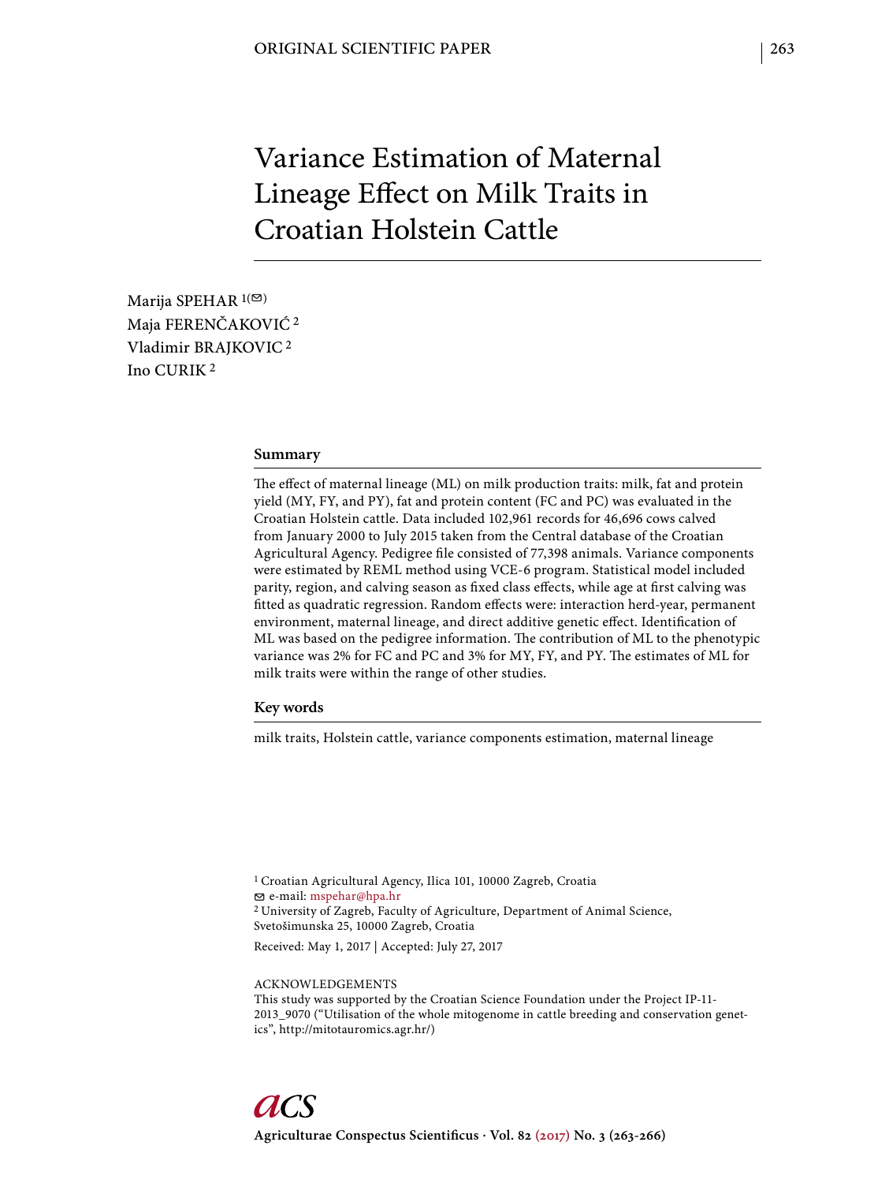ORIGINAL SCIENTIFIC PAPER

# Variance Estimation of Maternal Lineage Effect on Milk Traits in Croatian Holstein Cattle

Marija SPEHAR [1(✉)]
Maja FERENČAKOVIĆ [2]
Vladimir BRAJKOVIC [2]
Ino CURIK [2]

## Summary

The effect of maternal lineage (ML) on milk production traits: milk, fat and protein yield (MY, FY, and PY), fat and protein content (FC and PC) was evaluated in the Croatian Holstein cattle. Data included 102,961 records for 46,696 cows calved from January 2000 to July 2015 taken from the Central database of the Croatian Agricultural Agency. Pedigree file consisted of 77,398 animals. Variance components were estimated by REML method using VCE-6 program. Statistical model included parity, region, and calving season as fixed class effects, while age at first calving was fitted as quadratic regression. Random effects were: interaction herd-year, permanent environment, maternal lineage, and direct additive genetic effect. Identification of ML was based on the pedigree information. The contribution of ML to the phenotypic variance was 2% for FC and PC and 3% for MY, FY, and PY. The estimates of ML for milk traits were within the range of other studies.

## Key words

milk traits, Holstein cattle, variance components estimation, maternal lineage

[1] Croatian Agricultural Agency, Ilica 101, 10000 Zagreb, Croatia
✉ e-mail: mspehar@hpa.hr
[2] University of Zagreb, Faculty of Agriculture, Department of Animal Science, Svetošimunska 25, 10000 Zagreb, Croatia

Received: May 1, 2017 | Accepted: July 27, 2017

ACKNOWLEDGEMENTS
This study was supported by the Croatian Science Foundation under the Project IP-11-2013_9070 ("Utilisation of the whole mitogenome in cattle breeding and conservation genetics", http://mitotauromics.agr.hr/)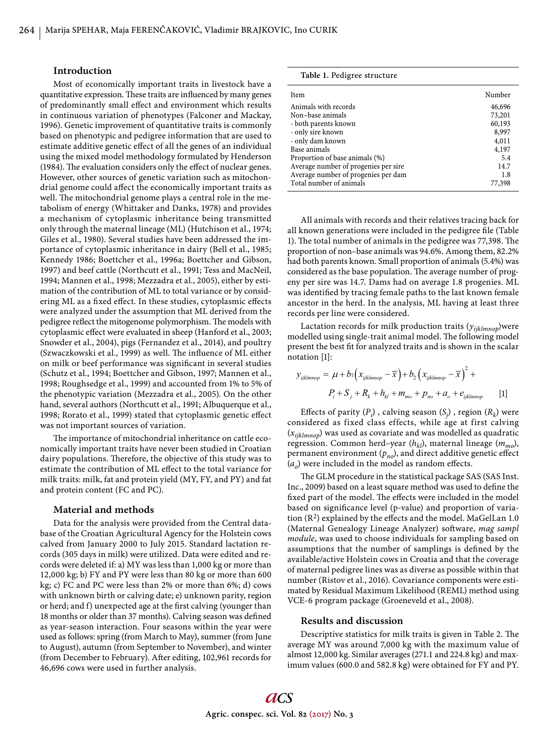## Introduction

Most of economically important traits in livestock have a quantitative expression. These traits are influenced by many genes of predominantly small effect and environment which results in continuous variation of phenotypes (Falconer and Mackay, 1996). Genetic improvement of quantitative traits is commonly based on phenotypic and pedigree information that are used to estimate additive genetic effect of all the genes of an individual using the mixed model methodology formulated by Henderson (1984). The evaluation considers only the effect of nuclear genes. However, other sources of genetic variation such as mitochondrial genome could affect the economically important traits as well. The mitochondrial genome plays a central role in the metabolism of energy (Whittaker and Danks, 1978) and provides a mechanism of cytoplasmic inheritance being transmitted only through the maternal lineage (ML) (Hutchison et al., 1974; Giles et al., 1980). Several studies have been addressed the importance of cytoplasmic inheritance in dairy (Bell et al., 1985; Kennedy 1986; Boettcher et al., 1996a; Boettcher and Gibson, 1997) and beef cattle (Northcutt et al., 1991; Tess and MacNeil, 1994; Mannen et al., 1998; Mezzadra et al., 2005), either by estimation of the contribution of ML to total variance or by considering ML as a fixed effect. In these studies, cytoplasmic effects were analyzed under the assumption that ML derived from the pedigree reflect the mitogenome polymorphism. The models with cytoplasmic effect were evaluated in sheep (Hanford et al., 2003; Snowder et al., 2004), pigs (Fernandez et al., 2014), and poultry (Szwaczkowski et al., 1999) as well. The influence of ML either on milk or beef performance was significant in several studies (Schutz et al., 1994; Boettcher and Gibson, 1997; Mannen et al., 1998; Roughsedge et al., 1999) and accounted from 1% to 5% of the phenotypic variation (Mezzadra et al., 2005). On the other hand, several authors (Northcutt et al., 1991; Albuquerque et al., 1998; Rorato et al., 1999) stated that cytoplasmic genetic effect was not important sources of variation.

The importance of mitochondrial inheritance on cattle economically important traits have never been studied in Croatian dairy populations. Therefore, the objective of this study was to estimate the contribution of ML effect to the total variance for milk traits: milk, fat and protein yield (MY, FY, and PY) and fat and protein content (FC and PC).

## Material and methods

Data for the analysis were provided from the Central database of the Croatian Agricultural Agency for the Holstein cows calved from January 2000 to July 2015. Standard lactation records (305 days in milk) were utilized. Data were edited and records were deleted if: a) MY was less than 1,000 kg or more than 12,000 kg; b) FY and PY were less than 80 kg or more than 600 kg; c) FC and PC were less than 2% or more than 6%; d) cows with unknown birth or calving date; e) unknown parity, region or herd; and f) unexpected age at the first calving (younger than 18 months or older than 37 months). Calving season was defined as year-season interaction. Four seasons within the year were used as follows: spring (from March to May), summer (from June to August), autumn (from September to November), and winter (from December to February). After editing, 102,961 records for 46,696 cows were used in further analysis.

**Table 1.** Pedigree structure

| Item | Number |
|---|---|
| Animals with records | 46,696 |
| Non–base animals | 73,201 |
| - both parents known | 60,193 |
| - only sire known | 8,997 |
| - only dam known | 4,011 |
| Base animals | 4,197 |
| Proportion of base animals (%) | 5.4 |
| Average number of progenies per sire | 14.7 |
| Average number of progenies per dam | 1.8 |
| Total number of animals | 77,398 |

All animals with records and their relatives tracing back for all known generations were included in the pedigree file (Table 1). The total number of animals in the pedigree was 77,398. The proportion of non–base animals was 94.6%. Among them, 82.2% had both parents known. Small proportion of animals (5.4%) was considered as the base population. The average number of progeny per sire was 14.7. Dams had on average 1.8 progenies. ML was identified by tracing female paths to the last known female ancestor in the herd. In the analysis, ML having at least three records per line were considered.

Lactation records for milk production traits ($y_{ijklmnop}$)were modelled using single-trait animal model. The following model present the best fit for analyzed traits and is shown in the scalar notation [1]:

$$y_{ijklmnop} = \mu + b_1\left(x_{ijklmnop} - \overline{x}\right) + b_2\left(x_{ijklmnop} - \overline{x}\right)^2 + P_i + S_j + R_k + h_{kl} + m_{mo} + p_{no} + a_o + e_{ijklmnop} \qquad [1]$$

Effects of parity ($P_i$) , calving season ($S_j$) , region ($R_k$) were considered as fixed class effects, while age at first calving ($x_{ijklmnop}$) was used as covariate and was modelled as quadratic regression. Common herd–year ($h_{kl}$), maternal lineage ($m_{mo}$), permanent environment ($p_{no}$), and direct additive genetic effect ($a_o$) were included in the model as random effects.

The GLM procedure in the statistical package SAS (SAS Inst. Inc., 2009) based on a least square method was used to define the fixed part of the model. The effects were included in the model based on significance level (p-value) and proportion of variation ($R^2$) explained by the effects and the model. MaGelLan 1.0 (Maternal Genealogy Lineage Analyzer) software, *mag sampl module*, was used to choose individuals for sampling based on assumptions that the number of samplings is defined by the available/active Holstein cows in Croatia and that the coverage of maternal pedigree lines was as diverse as possible within that number (Ristov et al., 2016). Covariance components were estimated by Residual Maximum Likelihood (REML) method using VCE-6 program package (Groeneveld et al., 2008).

## Results and discussion

Descriptive statistics for milk traits is given in Table 2. The average MY was around 7,000 kg with the maximum value of almost 12,000 kg. Similar averages (271.1 and 224.8 kg) and maximum values (600.0 and 582.8 kg) were obtained for FY and PY.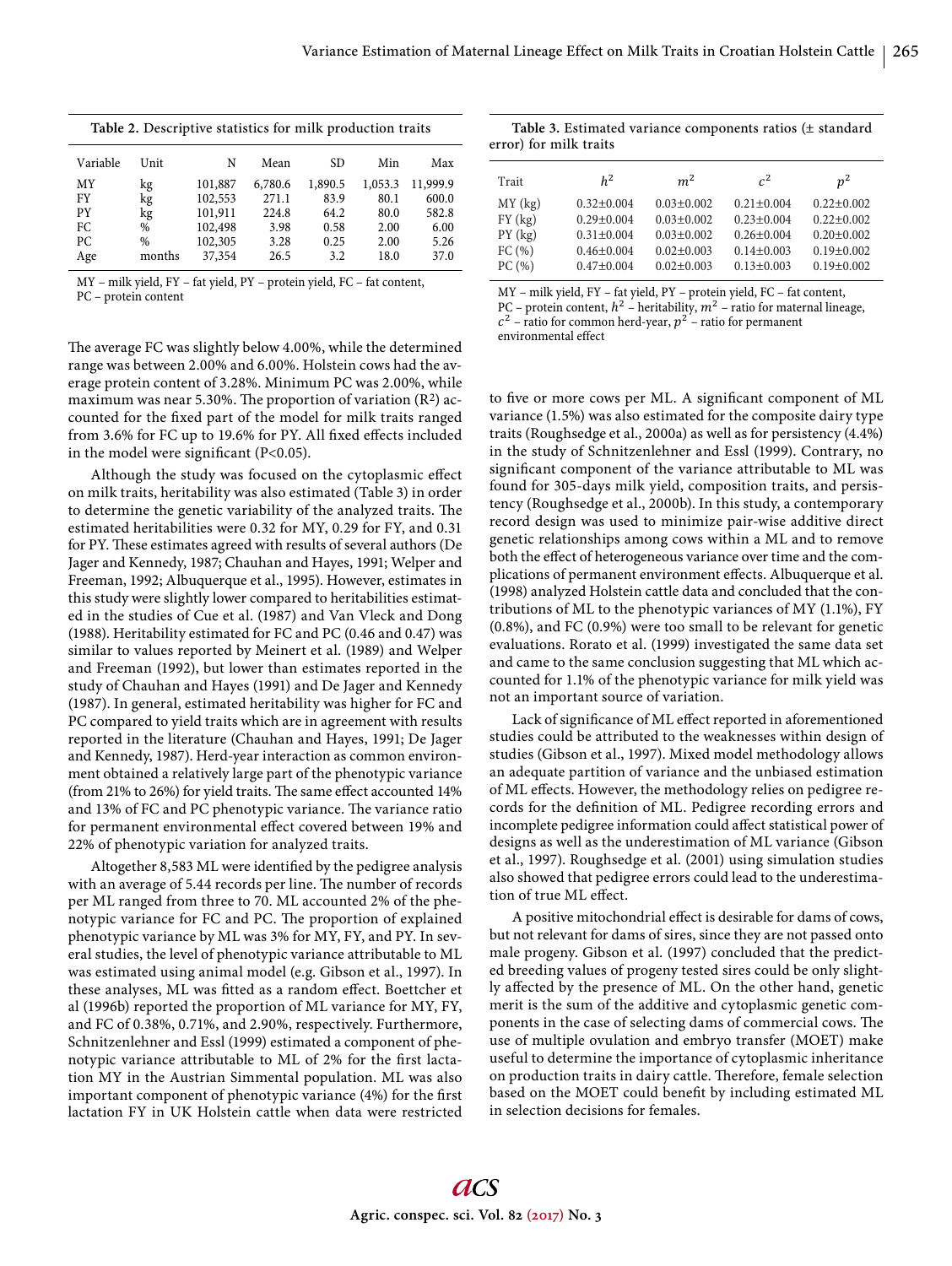**Table 2.** Descriptive statistics for milk production traits

| Variable | Unit | N | Mean | SD | Min | Max |
|---|---|---|---|---|---|---|
| MY | kg | 101,887 | 6,780.6 | 1,890.5 | 1,053.3 | 11,999.9 |
| FY | kg | 102,553 | 271.1 | 83.9 | 80.1 | 600.0 |
| PY | kg | 101,911 | 224.8 | 64.2 | 80.0 | 582.8 |
| FC | % | 102,498 | 3.98 | 0.58 | 2.00 | 6.00 |
| PC | % | 102,305 | 3.28 | 0.25 | 2.00 | 5.26 |
| Age | months | 37,354 | 26.5 | 3.2 | 18.0 | 37.0 |

MY – milk yield, FY – fat yield, PY – protein yield, FC – fat content, PC – protein content

The average FC was slightly below 4.00%, while the determined range was between 2.00% and 6.00%. Holstein cows had the average protein content of 3.28%. Minimum PC was 2.00%, while maximum was near 5.30%. The proportion of variation ($R^2$) accounted for the fixed part of the model for milk traits ranged from 3.6% for FC up to 19.6% for PY. All fixed effects included in the model were significant ($P<0.05$).

Although the study was focused on the cytoplasmic effect on milk traits, heritability was also estimated (Table 3) in order to determine the genetic variability of the analyzed traits. The estimated heritabilities were 0.32 for MY, 0.29 for FY, and 0.31 for PY. These estimates agreed with results of several authors (De Jager and Kennedy, 1987; Chauhan and Hayes, 1991; Welper and Freeman, 1992; Albuquerque et al., 1995). However, estimates in this study were slightly lower compared to heritabilities estimated in the studies of Cue et al. (1987) and Van Vleck and Dong (1988). Heritability estimated for FC and PC (0.46 and 0.47) was similar to values reported by Meinert et al. (1989) and Welper and Freeman (1992), but lower than estimates reported in the study of Chauhan and Hayes (1991) and De Jager and Kennedy (1987). In general, estimated heritability was higher for FC and PC compared to yield traits which are in agreement with results reported in the literature (Chauhan and Hayes, 1991; De Jager and Kennedy, 1987). Herd-year interaction as common environment obtained a relatively large part of the phenotypic variance (from 21% to 26%) for yield traits. The same effect accounted 14% and 13% of FC and PC phenotypic variance. The variance ratio for permanent environmental effect covered between 19% and 22% of phenotypic variation for analyzed traits.

Altogether 8,583 ML were identified by the pedigree analysis with an average of 5.44 records per line. The number of records per ML ranged from three to 70. ML accounted 2% of the phenotypic variance for FC and PC. The proportion of explained phenotypic variance by ML was 3% for MY, FY, and PY. In several studies, the level of phenotypic variance attributable to ML was estimated using animal model (e.g. Gibson et al., 1997). In these analyses, ML was fitted as a random effect. Boettcher et al (1996b) reported the proportion of ML variance for MY, FY, and FC of 0.38%, 0.71%, and 2.90%, respectively. Furthermore, Schnitzenlehner and Essl (1999) estimated a component of phenotypic variance attributable to ML of 2% for the first lactation MY in the Austrian Simmental population. ML was also important component of phenotypic variance (4%) for the first lactation FY in UK Holstein cattle when data were restricted

**Table 3.** Estimated variance components ratios (± standard error) for milk traits

| Trait | $h^2$ | $m^2$ | $c^2$ | $p^2$ |
|---|---|---|---|---|
| MY (kg) | 0.32±0.004 | 0.03±0.002 | 0.21±0.004 | 0.22±0.002 |
| FY (kg) | 0.29±0.004 | 0.03±0.002 | 0.23±0.004 | 0.22±0.002 |
| PY (kg) | 0.31±0.004 | 0.03±0.002 | 0.26±0.004 | 0.20±0.002 |
| FC (%) | 0.46±0.004 | 0.02±0.003 | 0.14±0.003 | 0.19±0.002 |
| PC (%) | 0.47±0.004 | 0.02±0.003 | 0.13±0.003 | 0.19±0.002 |

MY – milk yield, FY – fat yield, PY – protein yield, FC – fat content, PC – protein content, $h^2$ – heritability, $m^2$ – ratio for maternal lineage, $c^2$ – ratio for common herd-year, $p^2$ – ratio for permanent environmental effect

to five or more cows per ML. A significant component of ML variance (1.5%) was also estimated for the composite dairy type traits (Roughsedge et al., 2000a) as well as for persistency (4.4%) in the study of Schnitzenlehner and Essl (1999). Contrary, no significant component of the variance attributable to ML was found for 305-days milk yield, composition traits, and persistency (Roughsedge et al., 2000b). In this study, a contemporary record design was used to minimize pair-wise additive direct genetic relationships among cows within a ML and to remove both the effect of heterogeneous variance over time and the complications of permanent environment effects. Albuquerque et al. (1998) analyzed Holstein cattle data and concluded that the contributions of ML to the phenotypic variances of MY (1.1%), FY (0.8%), and FC (0.9%) were too small to be relevant for genetic evaluations. Rorato et al. (1999) investigated the same data set and came to the same conclusion suggesting that ML which accounted for 1.1% of the phenotypic variance for milk yield was not an important source of variation.

Lack of significance of ML effect reported in aforementioned studies could be attributed to the weaknesses within design of studies (Gibson et al., 1997). Mixed model methodology allows an adequate partition of variance and the unbiased estimation of ML effects. However, the methodology relies on pedigree records for the definition of ML. Pedigree recording errors and incomplete pedigree information could affect statistical power of designs as well as the underestimation of ML variance (Gibson et al., 1997). Roughsedge et al. (2001) using simulation studies also showed that pedigree errors could lead to the underestimation of true ML effect.

A positive mitochondrial effect is desirable for dams of cows, but not relevant for dams of sires, since they are not passed onto male progeny. Gibson et al. (1997) concluded that the predicted breeding values of progeny tested sires could be only slightly affected by the presence of ML. On the other hand, genetic merit is the sum of the additive and cytoplasmic genetic components in the case of selecting dams of commercial cows. The use of multiple ovulation and embryo transfer (MOET) make useful to determine the importance of cytoplasmic inheritance on production traits in dairy cattle. Therefore, female selection based on the MOET could benefit by including estimated ML in selection decisions for females.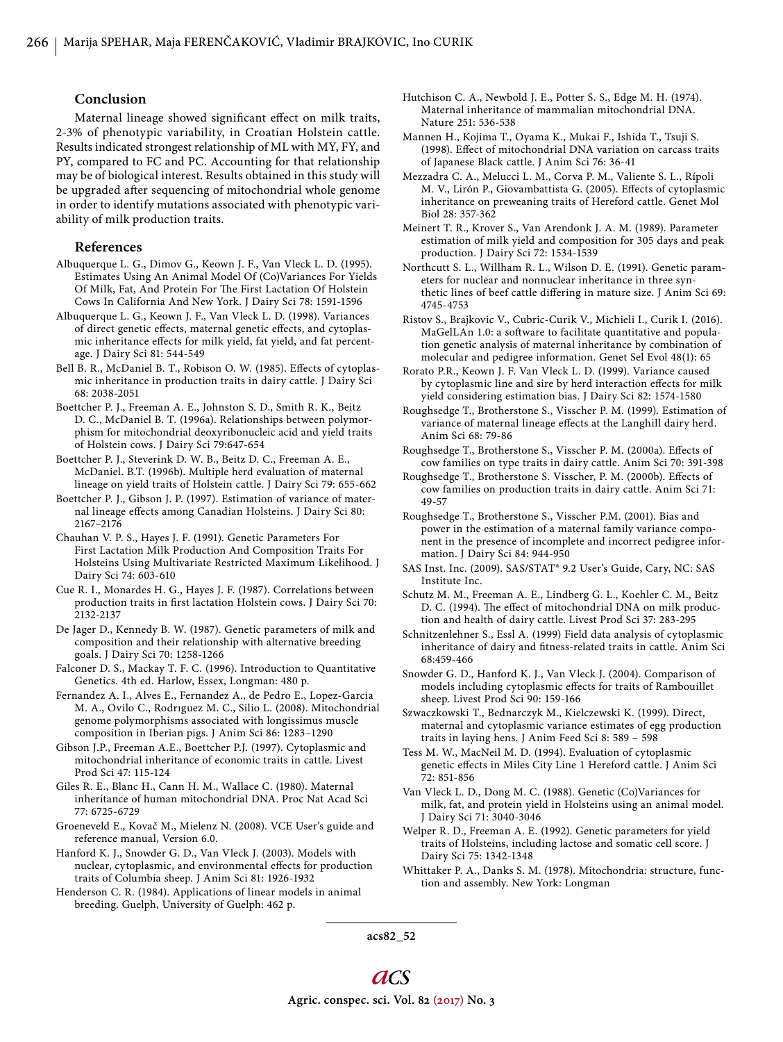## Conclusion

Maternal lineage showed significant effect on milk traits, 2-3% of phenotypic variability, in Croatian Holstein cattle. Results indicated strongest relationship of ML with MY, FY, and PY, compared to FC and PC. Accounting for that relationship may be of biological interest. Results obtained in this study will be upgraded after sequencing of mitochondrial whole genome in order to identify mutations associated with phenotypic variability of milk production traits.

## References

Albuquerque L. G., Dimov G., Keown J. F., Van Vleck L. D. (1995). Estimates Using An Animal Model Of (Co)Variances For Yields Of Milk, Fat, And Protein For The First Lactation Of Holstein Cows In California And New York. J Dairy Sci 78: 1591-1596

Albuquerque L. G., Keown J. F., Van Vleck L. D. (1998). Variances of direct genetic effects, maternal genetic effects, and cytoplasmic inheritance effects for milk yield, fat yield, and fat percentage. J Dairy Sci 81: 544-549

Bell B. R., McDaniel B. T., Robison O. W. (1985). Effects of cytoplasmic inheritance in production traits in dairy cattle. J Dairy Sci 68: 2038-2051

Boettcher P. J., Freeman A. E., Johnston S. D., Smith R. K., Beitz D. C., McDaniel B. T. (1996a). Relationships between polymorphism for mitochondrial deoxyribonucleic acid and yield traits of Holstein cows. J Dairy Sci 79:647-654

Boettcher P. J., Steverink D. W. B., Beitz D. C., Freeman A. E., McDaniel. B.T. (1996b). Multiple herd evaluation of maternal lineage on yield traits of Holstein cattle. J Dairy Sci 79: 655-662

Boettcher P. J., Gibson J. P. (1997). Estimation of variance of maternal lineage effects among Canadian Holsteins. J Dairy Sci 80: 2167–2176

Chauhan V. P. S., Hayes J. F. (1991). Genetic Parameters For First Lactation Milk Production And Composition Traits For Holsteins Using Multivariate Restricted Maximum Likelihood. J Dairy Sci 74: 603-610

Cue R. I., Monardes H. G., Hayes J. F. (1987). Correlations between production traits in first lactation Holstein cows. J Dairy Sci 70: 2132-2137

De Jager D., Kennedy B. W. (1987). Genetic parameters of milk and composition and their relationship with alternative breeding goals. J Dairy Sci 70: 1258-1266

Falconer D. S., Mackay T. F. C. (1996). Introduction to Quantitative Genetics. 4th ed. Harlow, Essex, Longman: 480 p.

Fernandez A. I., Alves E., Fernandez A., de Pedro E., Lopez-Garcia M. A., Ovilo C., Rodrıguez M. C., Silio L. (2008). Mitochondrial genome polymorphisms associated with longissimus muscle composition in Iberian pigs. J Anim Sci 86: 1283–1290

Gibson J.P., Freeman A.E., Boettcher P.J. (1997). Cytoplasmic and mitochondrial inheritance of economic traits in cattle. Livest Prod Sci 47: 115-124

Giles R. E., Blanc H., Cann H. M., Wallace C. (1980). Maternal inheritance of human mitochondrial DNA. Proc Nat Acad Sci 77: 6725-6729

Groeneveld E., Kovač M., Mielenz N. (2008). VCE User's guide and reference manual, Version 6.0.

Hanford K. J., Snowder G. D., Van Vleck J. (2003). Models with nuclear, cytoplasmic, and environmental effects for production traits of Columbia sheep. J Anim Sci 81: 1926-1932

Henderson C. R. (1984). Applications of linear models in animal breeding. Guelph, University of Guelph: 462 p.

Hutchison C. A., Newbold J. E., Potter S. S., Edge M. H. (1974). Maternal inheritance of mammalian mitochondrial DNA. Nature 251: 536-538

Mannen H., Kojima T., Oyama K., Mukai F., Ishida T., Tsuji S. (1998). Effect of mitochondrial DNA variation on carcass traits of Japanese Black cattle. J Anim Sci 76: 36-41

Mezzadra C. A., Melucci L. M., Corva P. M., Valiente S. L., Rípoli M. V., Lirón P., Giovambattista G. (2005). Effects of cytoplasmic inheritance on preweaning traits of Hereford cattle. Genet Mol Biol 28: 357-362

Meinert T. R., Krover S., Van Arendonk J. A. M. (1989). Parameter estimation of milk yield and composition for 305 days and peak production. J Dairy Sci 72: 1534-1539

Northcutt S. L., Willham R. L., Wilson D. E. (1991). Genetic parameters for nuclear and nonnuclear inheritance in three synthetic lines of beef cattle differing in mature size. J Anim Sci 69: 4745-4753

Ristov S., Brajkovic V., Cubric-Curik V., Michieli I., Curik I. (2016). MaGelLAn 1.0: a software to facilitate quantitative and population genetic analysis of maternal inheritance by combination of molecular and pedigree information. Genet Sel Evol 48(1): 65

Rorato P.R., Keown J. F. Van Vleck L. D. (1999). Variance caused by cytoplasmic line and sire by herd interaction effects for milk yield considering estimation bias. J Dairy Sci 82: 1574-1580

Roughsedge T., Brotherstone S., Visscher P. M. (1999). Estimation of variance of maternal lineage effects at the Langhill dairy herd. Anim Sci 68: 79-86

Roughsedge T., Brotherstone S., Visscher P. M. (2000a). Effects of cow families on type traits in dairy cattle. Anim Sci 70: 391-398

Roughsedge T., Brotherstone S. Visscher, P. M. (2000b). Effects of cow families on production traits in dairy cattle. Anim Sci 71: 49-57

Roughsedge T., Brotherstone S., Visscher P.M. (2001). Bias and power in the estimation of a maternal family variance component in the presence of incomplete and incorrect pedigree information. J Dairy Sci 84: 944-950

SAS Inst. Inc. (2009). SAS/STAT® 9.2 User's Guide, Cary, NC: SAS Institute Inc.

Schutz M. M., Freeman A. E., Lindberg G. L., Koehler C. M., Beitz D. C. (1994). The effect of mitochondrial DNA on milk production and health of dairy cattle. Livest Prod Sci 37: 283-295

Schnitzenlehner S., Essl A. (1999) Field data analysis of cytoplasmic inheritance of dairy and fitness-related traits in cattle. Anim Sci 68:459-466

Snowder G. D., Hanford K. J., Van Vleck J. (2004). Comparison of models including cytoplasmic effects for traits of Rambouillet sheep. Livest Prod Sci 90: 159-166

Szwaczkowski T., Bednarczyk M., Kielczewski K. (1999). Direct, maternal and cytoplasmic variance estimates of egg production traits in laying hens. J Anim Feed Sci 8: 589 – 598

Tess M. W., MacNeil M. D. (1994). Evaluation of cytoplasmic genetic effects in Miles City Line 1 Hereford cattle. J Anim Sci 72: 851-856

Van Vleck L. D., Dong M. C. (1988). Genetic (Co)Variances for milk, fat, and protein yield in Holsteins using an animal model. J Dairy Sci 71: 3040-3046

Welper R. D., Freeman A. E. (1992). Genetic parameters for yield traits of Holsteins, including lactose and somatic cell score. J Dairy Sci 75: 1342-1348

Whittaker P. A., Danks S. M. (1978). Mitochondria: structure, function and assembly. New York: Longman

acs82_52